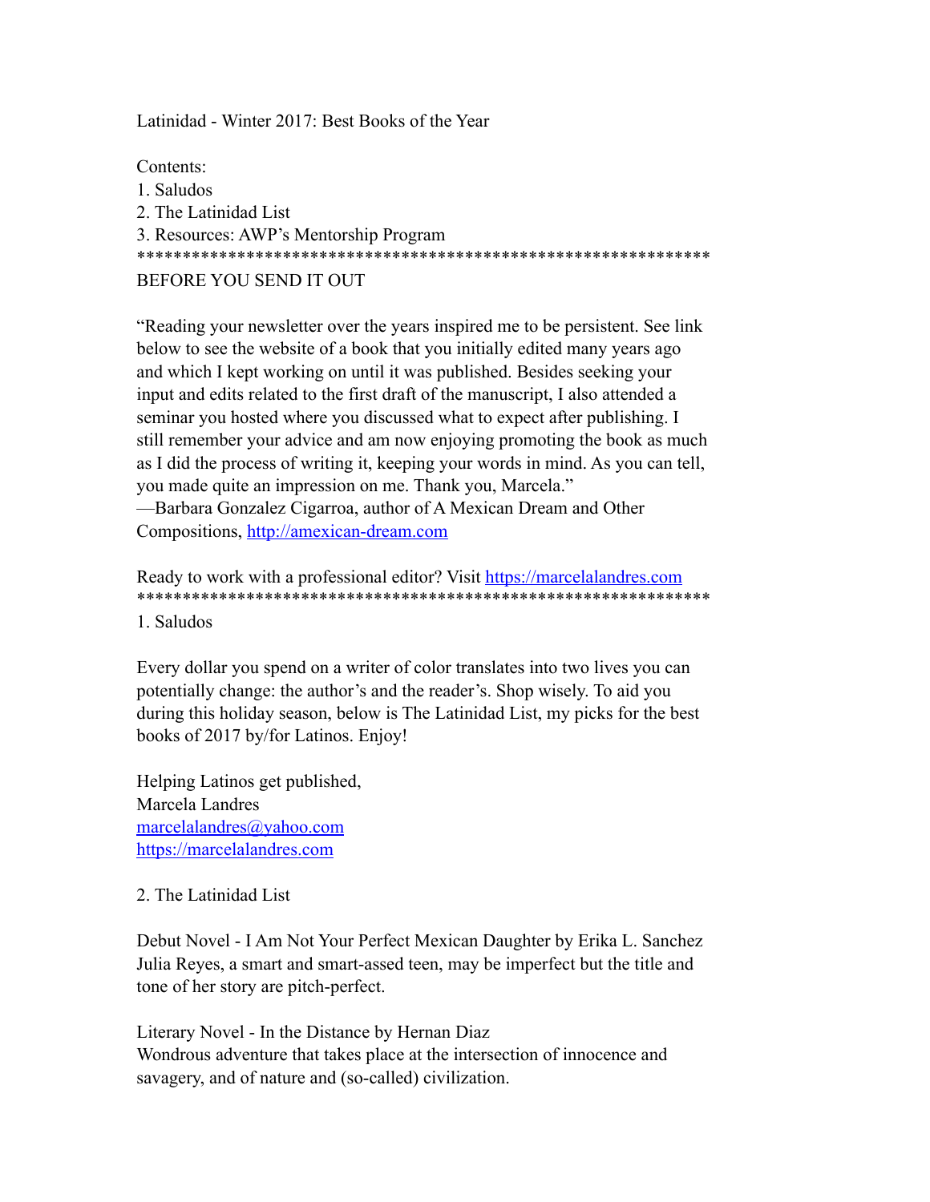Latinidad - Winter 2017: Best Books of the Year

Contents:
1. Saludos
2. The Latinidad List
3. Resources: AWP's Mentorship Program

****************************************************************

BEFORE YOU SEND IT OUT

"Reading your newsletter over the years inspired me to be persistent. See link below to see the website of a book that you initially edited many years ago and which I kept working on until it was published. Besides seeking your input and edits related to the first draft of the manuscript, I also attended a seminar you hosted where you discussed what to expect after publishing. I still remember your advice and am now enjoying promoting the book as much as I did the process of writing it, keeping your words in mind. As you can tell, you made quite an impression on me. Thank you, Marcela."
—Barbara Gonzalez Cigarroa, author of A Mexican Dream and Other Compositions, http://amexican-dream.com

Ready to work with a professional editor? Visit https://marcelalandres.com

****************************************************************

1. Saludos

Every dollar you spend on a writer of color translates into two lives you can potentially change: the author's and the reader's. Shop wisely. To aid you during this holiday season, below is The Latinidad List, my picks for the best books of 2017 by/for Latinos. Enjoy!

Helping Latinos get published,
Marcela Landres
marcelalandres@yahoo.com
https://marcelalandres.com

2. The Latinidad List

Debut Novel - I Am Not Your Perfect Mexican Daughter by Erika L. Sanchez
Julia Reyes, a smart and smart-assed teen, may be imperfect but the title and tone of her story are pitch-perfect.

Literary Novel - In the Distance by Hernan Diaz
Wondrous adventure that takes place at the intersection of innocence and savagery, and of nature and (so-called) civilization.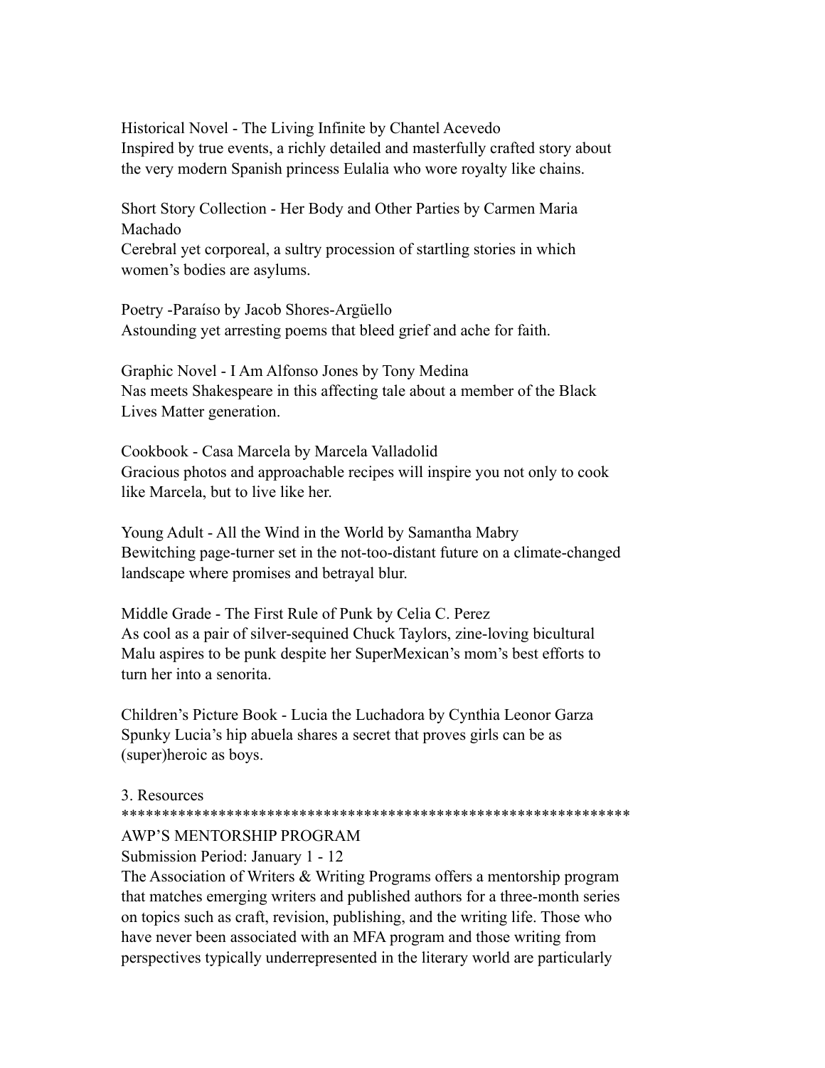Historical Novel - The Living Infinite by Chantel Acevedo
Inspired by true events, a richly detailed and masterfully crafted story about the very modern Spanish princess Eulalia who wore royalty like chains.

Short Story Collection - Her Body and Other Parties by Carmen Maria Machado
Cerebral yet corporeal, a sultry procession of startling stories in which women's bodies are asylums.

Poetry -Paraíso by Jacob Shores-Argüello
Astounding yet arresting poems that bleed grief and ache for faith.

Graphic Novel - I Am Alfonso Jones by Tony Medina
Nas meets Shakespeare in this affecting tale about a member of the Black Lives Matter generation.

Cookbook - Casa Marcela by Marcela Valladolid
Gracious photos and approachable recipes will inspire you not only to cook like Marcela, but to live like her.

Young Adult - All the Wind in the World by Samantha Mabry
Bewitching page-turner set in the not-too-distant future on a climate-changed landscape where promises and betrayal blur.

Middle Grade - The First Rule of Punk by Celia C. Perez
As cool as a pair of silver-sequined Chuck Taylors, zine-loving bicultural Malu aspires to be punk despite her SuperMexican's mom's best efforts to turn her into a senorita.

Children's Picture Book - Lucia the Luchadora by Cynthia Leonor Garza
Spunky Lucia's hip abuela shares a secret that proves girls can be as (super)heroic as boys.

3. Resources
***************************************************************

AWP'S MENTORSHIP PROGRAM

Submission Period: January 1 - 12

The Association of Writers & Writing Programs offers a mentorship program that matches emerging writers and published authors for a three-month series on topics such as craft, revision, publishing, and the writing life. Those who have never been associated with an MFA program and those writing from perspectives typically underrepresented in the literary world are particularly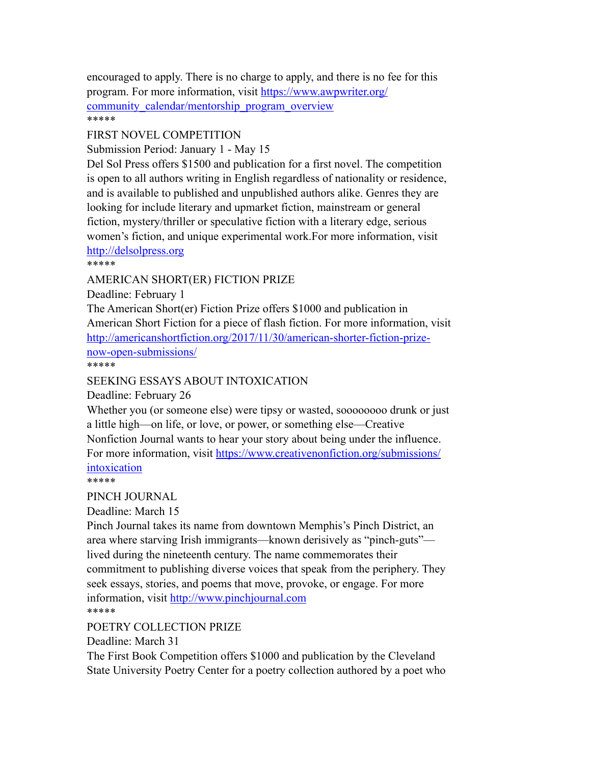encouraged to apply. There is no charge to apply, and there is no fee for this program. For more information, visit [https://www.awpwriter.org/community_calendar/mentorship_program_overview](https://www.awpwriter.org/community_calendar/mentorship_program_overview)

*****

FIRST NOVEL COMPETITION

Submission Period: January 1 - May 15

Del Sol Press offers $1500 and publication for a first novel. The competition is open to all authors writing in English regardless of nationality or residence, and is available to published and unpublished authors alike. Genres they are looking for include literary and upmarket fiction, mainstream or general fiction, mystery/thriller or speculative fiction with a literary edge, serious women's fiction, and unique experimental work.For more information, visit [http://delsolpress.org](http://delsolpress.org)

*****

AMERICAN SHORT(ER) FICTION PRIZE

Deadline: February 1

The American Short(er) Fiction Prize offers $1000 and publication in American Short Fiction for a piece of flash fiction. For more information, visit [http://americanshortfiction.org/2017/11/30/american-shorter-fiction-prize-now-open-submissions/](http://americanshortfiction.org/2017/11/30/american-shorter-fiction-prize-now-open-submissions/)

*****

SEEKING ESSAYS ABOUT INTOXICATION

Deadline: February 26

Whether you (or someone else) were tipsy or wasted, soooooooo drunk or just a little high—on life, or love, or power, or something else—Creative Nonfiction Journal wants to hear your story about being under the influence. For more information, visit [https://www.creativenonfiction.org/submissions/intoxication](https://www.creativenonfiction.org/submissions/intoxication)

*****

PINCH JOURNAL

Deadline: March 15

Pinch Journal takes its name from downtown Memphis's Pinch District, an area where starving Irish immigrants—known derisively as "pinch-guts"—lived during the nineteenth century. The name commemorates their commitment to publishing diverse voices that speak from the periphery. They seek essays, stories, and poems that move, provoke, or engage. For more information, visit [http://www.pinchjournal.com](http://www.pinchjournal.com)

*****

POETRY COLLECTION PRIZE

Deadline: March 31

The First Book Competition offers $1000 and publication by the Cleveland State University Poetry Center for a poetry collection authored by a poet who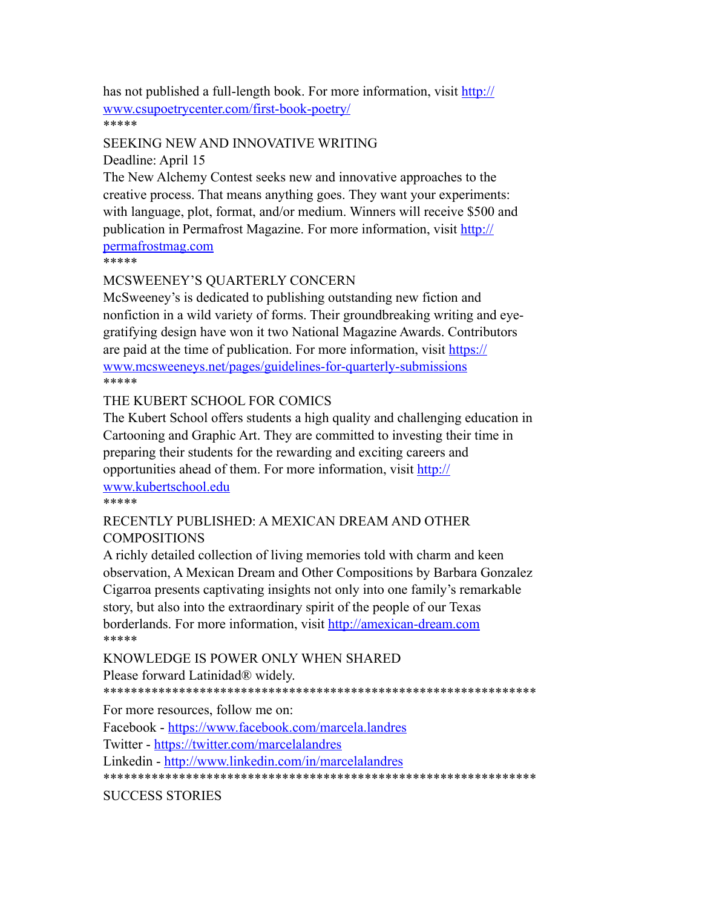has not published a full-length book. For more information, visit http://www.csupoetrycenter.com/first-book-poetry/

*****

SEEKING NEW AND INNOVATIVE WRITING

Deadline: April 15

The New Alchemy Contest seeks new and innovative approaches to the creative process. That means anything goes. They want your experiments: with language, plot, format, and/or medium. Winners will receive $500 and publication in Permafrost Magazine. For more information, visit http://permafrostmag.com

*****

MCSWEENEY'S QUARTERLY CONCERN

McSweeney's is dedicated to publishing outstanding new fiction and nonfiction in a wild variety of forms. Their groundbreaking writing and eye-gratifying design have won it two National Magazine Awards. Contributors are paid at the time of publication. For more information, visit https://www.mcsweeneys.net/pages/guidelines-for-quarterly-submissions

*****

THE KUBERT SCHOOL FOR COMICS

The Kubert School offers students a high quality and challenging education in Cartooning and Graphic Art. They are committed to investing their time in preparing their students for the rewarding and exciting careers and opportunities ahead of them. For more information, visit http://www.kubertschool.edu

*****

RECENTLY PUBLISHED: A MEXICAN DREAM AND OTHER COMPOSITIONS

A richly detailed collection of living memories told with charm and keen observation, A Mexican Dream and Other Compositions by Barbara Gonzalez Cigarroa presents captivating insights not only into one family's remarkable story, but also into the extraordinary spirit of the people of our Texas borderlands. For more information, visit http://amexican-dream.com

*****

KNOWLEDGE IS POWER ONLY WHEN SHARED

Please forward Latinidad® widely.

**************************************************************

For more resources, follow me on:

Facebook - https://www.facebook.com/marcela.landres

Twitter - https://twitter.com/marcelalandres

Linkedin - http://www.linkedin.com/in/marcelalandres

**************************************************************

SUCCESS STORIES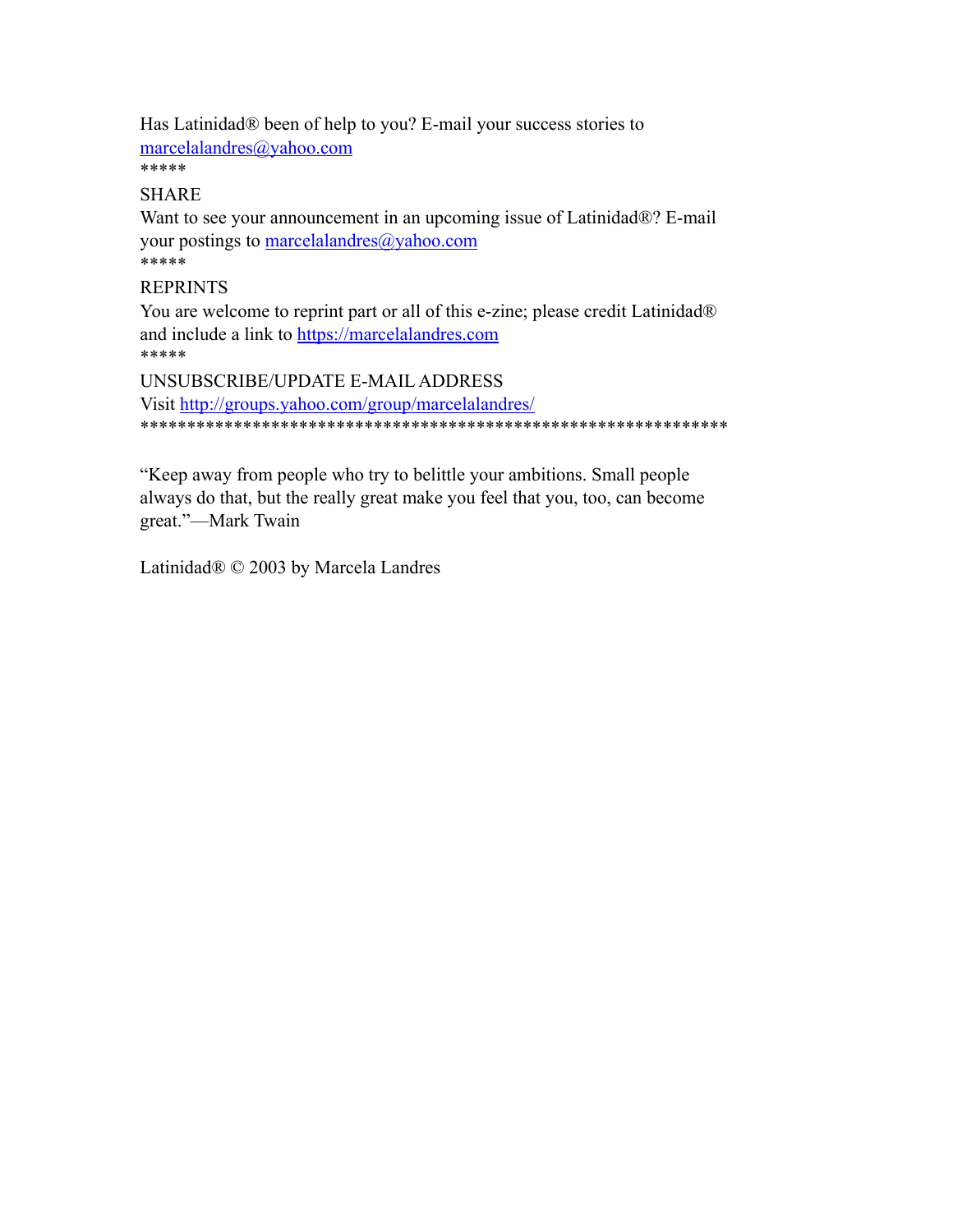Has Latinidad® been of help to you? E-mail your success stories to [marcelalandres@yahoo.com](mailto:marcelalandres@yahoo.com)

*****

SHARE

Want to see your announcement in an upcoming issue of Latinidad®? E-mail your postings to [marcelalandres@yahoo.com](mailto:marcelalandres@yahoo.com)

*****

REPRINTS

You are welcome to reprint part or all of this e-zine; please credit Latinidad® and include a link to [https://marcelalandres.com](https://marcelalandres.com)

*****

UNSUBSCRIBE/UPDATE E-MAIL ADDRESS

Visit [http://groups.yahoo.com/group/marcelalandres/](http://groups.yahoo.com/group/marcelalandres/)

**************************************************************

"Keep away from people who try to belittle your ambitions. Small people always do that, but the really great make you feel that you, too, can become great."—Mark Twain

Latinidad® © 2003 by Marcela Landres